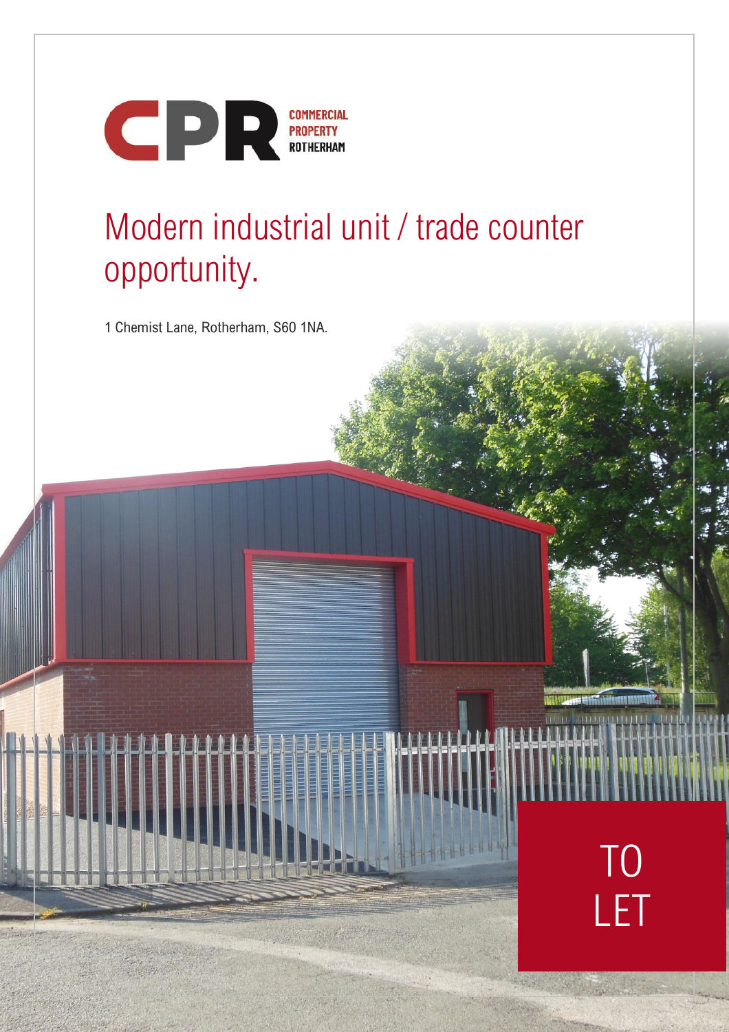COMMERCIAL PROPERTY ROTHERHAM

# Modern industrial unit / trade counter opportunity.

1 Chemist Lane, Rotherham, S60 1NA.

TO LET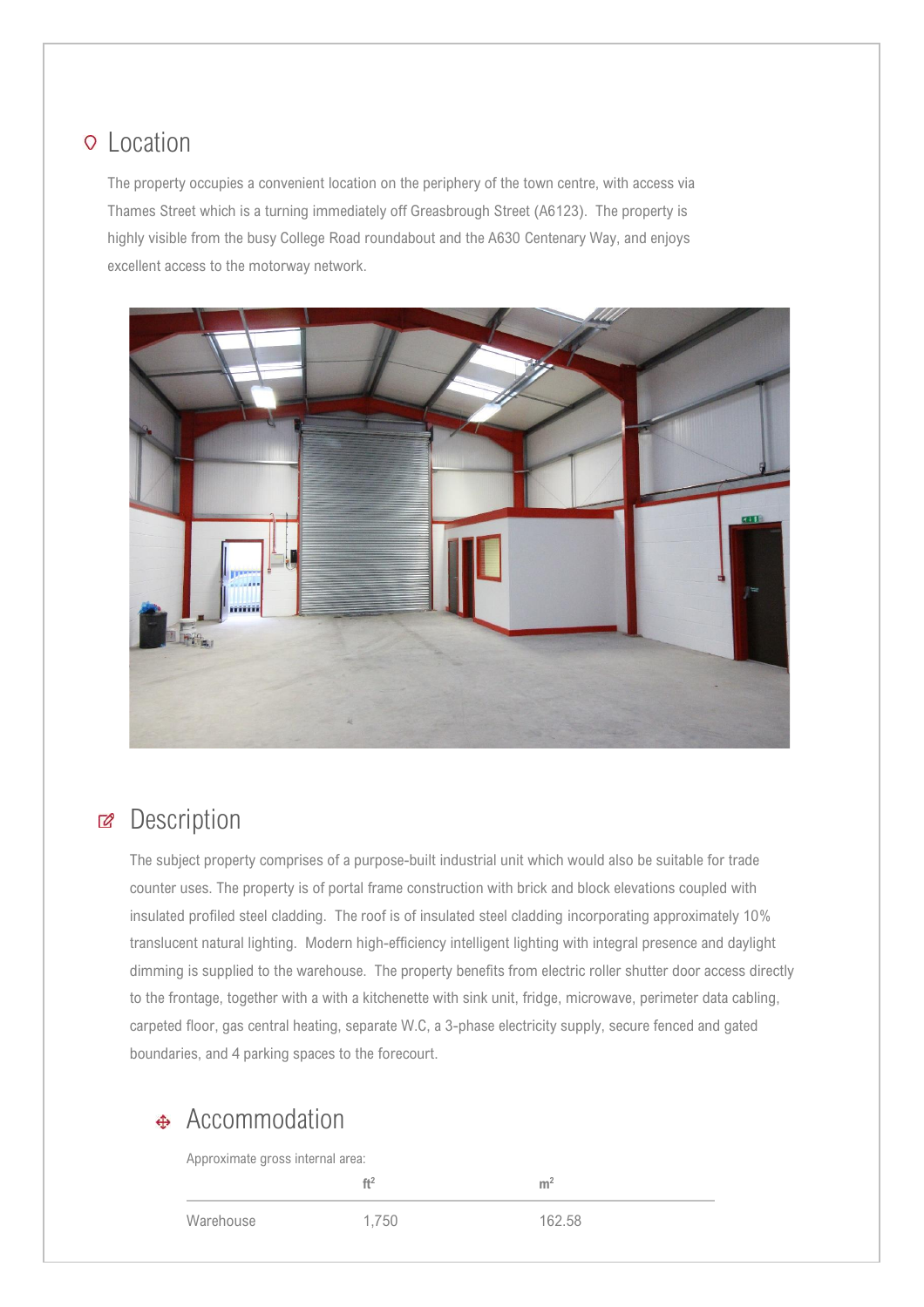## Location

The property occupies a convenient location on the periphery of the town centre, with access via Thames Street which is a turning immediately off Greasbrough Street (A6123). The property is highly visible from the busy College Road roundabout and the A630 Centenary Way, and enjoys excellent access to the motorway network.

## Description

The subject property comprises of a purpose-built industrial unit which would also be suitable for trade counter uses. The property is of portal frame construction with brick and block elevations coupled with insulated profiled steel cladding. The roof is of insulated steel cladding incorporating approximately 10% translucent natural lighting. Modern high-efficiency intelligent lighting with integral presence and daylight dimming is supplied to the warehouse. The property benefits from electric roller shutter door access directly to the frontage, together with a with a kitchenette with sink unit, fridge, microwave, perimeter data cabling, carpeted floor, gas central heating, separate W.C, a 3-phase electricity supply, secure fenced and gated boundaries, and 4 parking spaces to the forecourt.

## Accommodation

Approximate gross internal area:

| | $ft^2$ | $m^2$ |
|---|---|---|
| Warehouse | 1,750 | 162.58 |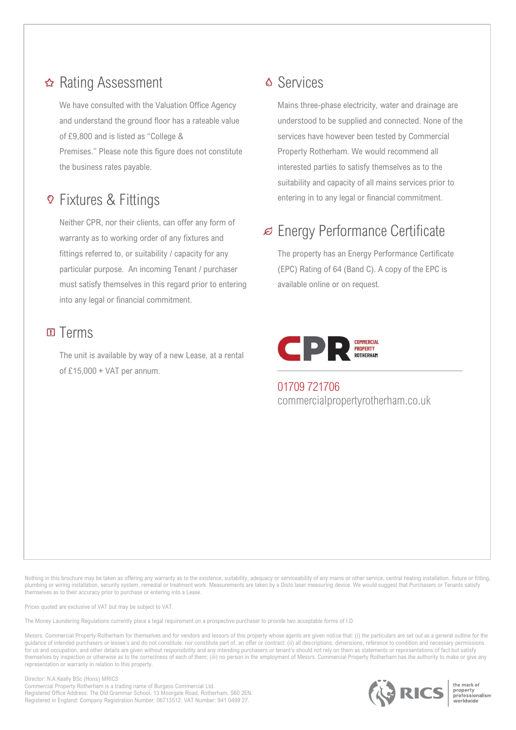## Rating Assessment

We have consulted with the Valuation Office Agency and understand the ground floor has a rateable value of £9,800 and is listed as "College & Premises." Please note this figure does not constitute the business rates payable.

## Fixtures & Fittings

Neither CPR, nor their clients, can offer any form of warranty as to working order of any fixtures and fittings referred to, or suitability / capacity for any particular purpose. An incoming Tenant / purchaser must satisfy themselves in this regard prior to entering into any legal or financial commitment.

## Terms

The unit is available by way of a new Lease, at a rental of £15,000 + VAT per annum.

## Services

Mains three-phase electricity, water and drainage are understood to be supplied and connected. None of the services have however been tested by Commercial Property Rotherham. We would recommend all interested parties to satisfy themselves as to the suitability and capacity of all mains services prior to entering in to any legal or financial commitment.

## Energy Performance Certificate

The property has an Energy Performance Certificate (EPC) Rating of 64 (Band C). A copy of the EPC is available online or on request.

CPR COMMERCIAL PROPERTY ROTHERHAM

01709 721706
commercialpropertyrotherham.co.uk

Nothing in this brochure may be taken as offering any warranty as to the existence, suitability, adequacy or serviceability of any mains or other service, central heating installation, fixture or fitting, plumbing or wiring installation, security system, remedial or treatment work. Measurements are taken by a Disto laser measuring device. We would suggest that Purchasers or Tenants satisfy themselves as to their accuracy prior to purchase or entering into a Lease.

Prices quoted are exclusive of VAT but may be subject to VAT.

The Money Laundering Regulations currently place a legal requirement on a prospective purchaser to provide two acceptable forms of I.D

Messrs. Commercial Property Rotherham for themselves and for vendors and lessors of this property whose agents are given notice that: (i) the particulars are set out as a general outline for the guidance of intended purchasers or lessee's and do not constitute, nor constitute part of, an offer or contract: (ii) all descriptions, dimensions, reference to condition and necessary permissions for us and occupation, and other details are given without responsibility and any intending purchasers or tenant's should not rely on them as statements or representations of fact but satisfy themselves by inspection or otherwise as to the correctness of each of them; (iii) no person in the employment of Messrs. Commercial Property Rotherham has the authority to make or give any representation or warranty in relation to this property.

Director: N.A.Keally BSc (Hons) MRICS
Commercial Property Rotherham is a trading name of Burgess Commercial Ltd.
Registered Office Address: The Old Grammar School, 13 Moorgate Road, Rotherham, S60 2EN.
Registered in England: Company Registration Number: 06713512. VAT Number: 941 0499 27.

RICS the mark of property professionalism worldwide